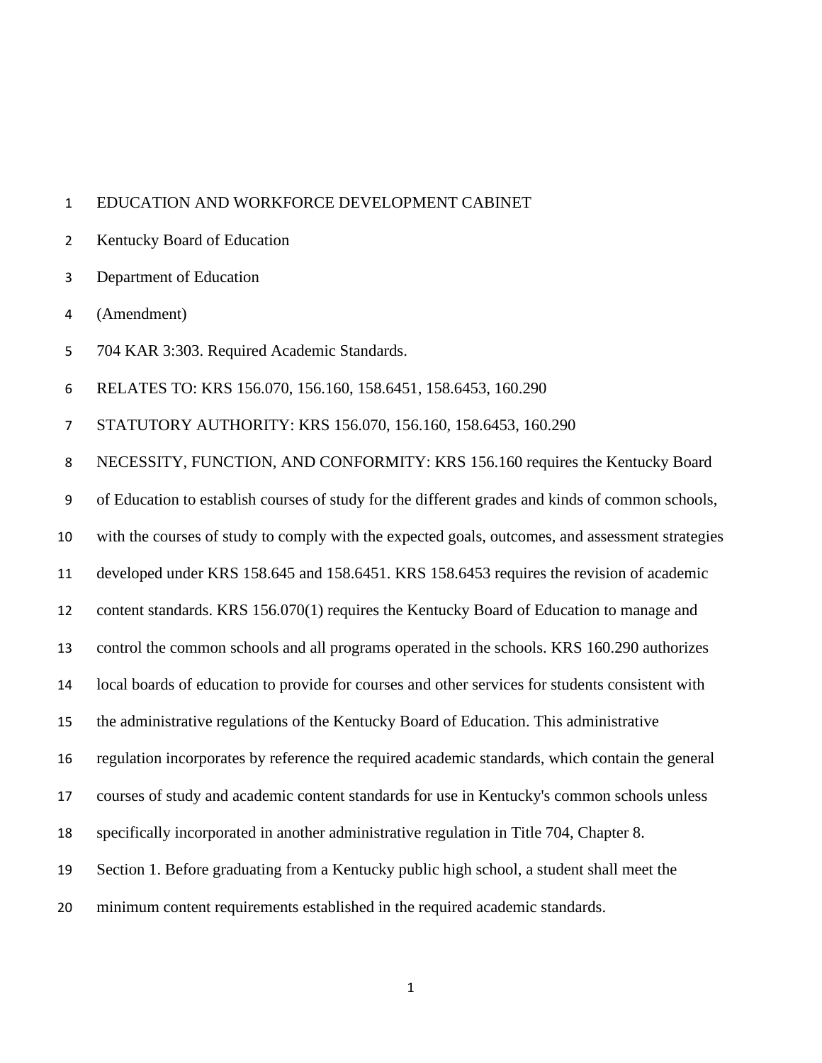EDUCATION AND WORKFORCE DEVELOPMENT CABINET

Kentucky Board of Education

Department of Education

(Amendment)

704 KAR 3:303. Required Academic Standards.

RELATES TO: KRS 156.070, 156.160, 158.6451, 158.6453, 160.290

STATUTORY AUTHORITY: KRS 156.070, 156.160, 158.6453, 160.290

NECESSITY, FUNCTION, AND CONFORMITY: KRS 156.160 requires the Kentucky Board of Education to establish courses of study for the different grades and kinds of common schools, with the courses of study to comply with the expected goals, outcomes, and assessment strategies developed under KRS 158.645 and 158.6451. KRS 158.6453 requires the revision of academic content standards. KRS 156.070(1) requires the Kentucky Board of Education to manage and control the common schools and all programs operated in the schools. KRS 160.290 authorizes local boards of education to provide for courses and other services for students consistent with the administrative regulations of the Kentucky Board of Education. This administrative regulation incorporates by reference the required academic standards, which contain the general courses of study and academic content standards for use in Kentucky's common schools unless specifically incorporated in another administrative regulation in Title 704, Chapter 8.

Section 1. Before graduating from a Kentucky public high school, a student shall meet the minimum content requirements established in the required academic standards.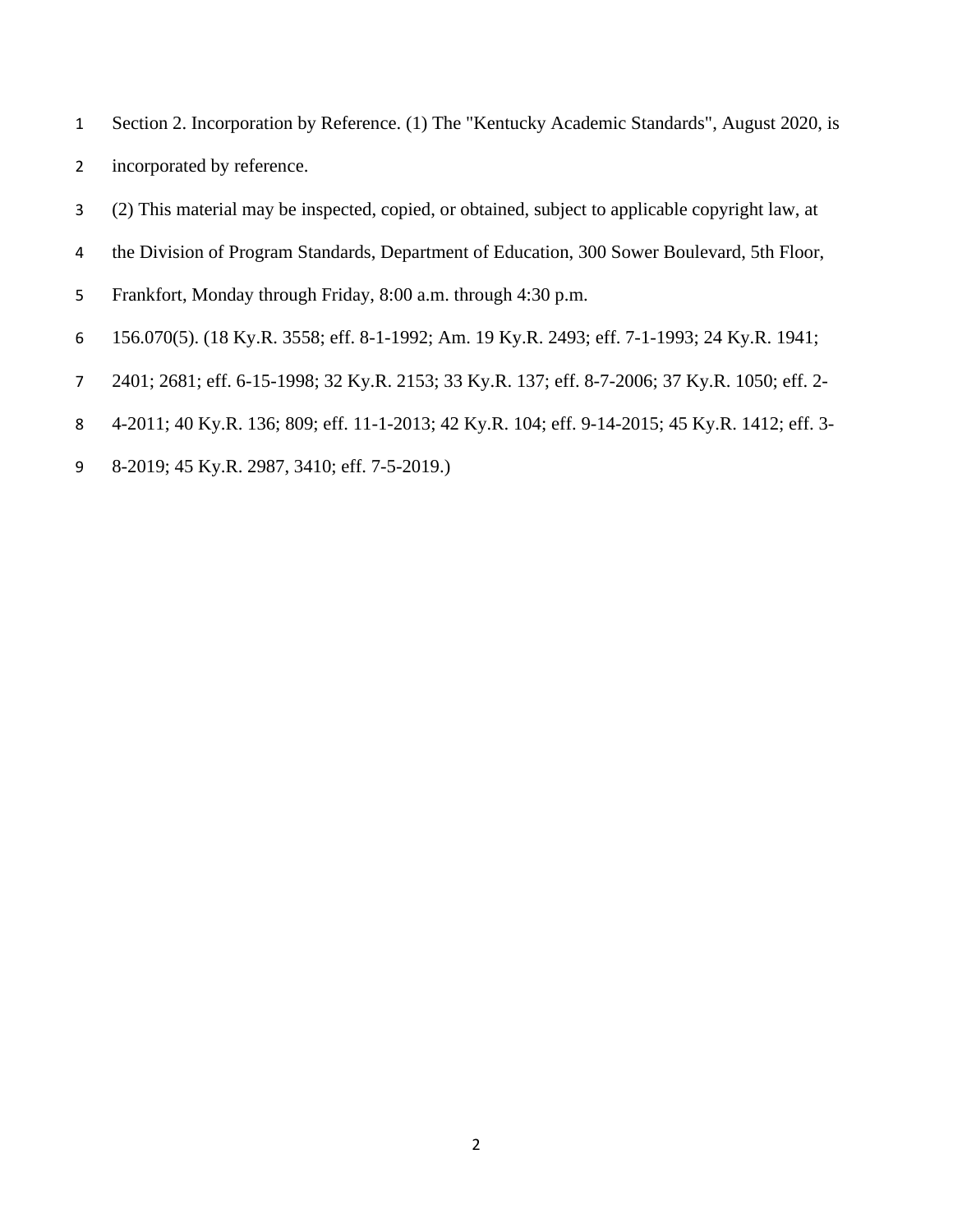Section 2. Incorporation by Reference. (1) The "Kentucky Academic Standards", August 2020, is incorporated by reference.

(2) This material may be inspected, copied, or obtained, subject to applicable copyright law, at the Division of Program Standards, Department of Education, 300 Sower Boulevard, 5th Floor, Frankfort, Monday through Friday, 8:00 a.m. through 4:30 p.m.

156.070(5). (18 Ky.R. 3558; eff. 8-1-1992; Am. 19 Ky.R. 2493; eff. 7-1-1993; 24 Ky.R. 1941; 2401; 2681; eff. 6-15-1998; 32 Ky.R. 2153; 33 Ky.R. 137; eff. 8-7-2006; 37 Ky.R. 1050; eff. 2-4-2011; 40 Ky.R. 136; 809; eff. 11-1-2013; 42 Ky.R. 104; eff. 9-14-2015; 45 Ky.R. 1412; eff. 3-8-2019; 45 Ky.R. 2987, 3410; eff. 7-5-2019.)